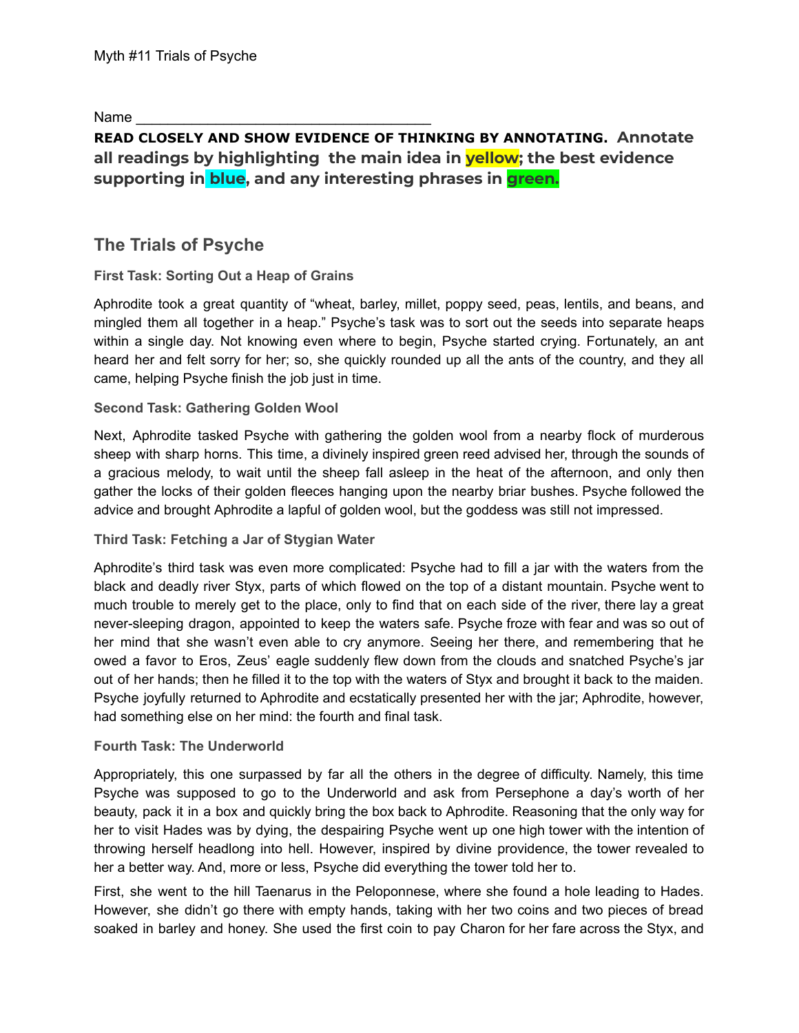Myth #11 Trials of Psyche

Name ___________________________________

**READ CLOSELY AND SHOW EVIDENCE OF THINKING BY ANNOTATING. Annotate all readings by highlighting the main idea in yellow; the best evidence supporting in blue, and any interesting phrases in green.**

## The Trials of Psyche

### First Task: Sorting Out a Heap of Grains

Aphrodite took a great quantity of "wheat, barley, millet, poppy seed, peas, lentils, and beans, and mingled them all together in a heap." Psyche's task was to sort out the seeds into separate heaps within a single day. Not knowing even where to begin, Psyche started crying. Fortunately, an ant heard her and felt sorry for her; so, she quickly rounded up all the ants of the country, and they all came, helping Psyche finish the job just in time.

### Second Task: Gathering Golden Wool

Next, Aphrodite tasked Psyche with gathering the golden wool from a nearby flock of murderous sheep with sharp horns. This time, a divinely inspired green reed advised her, through the sounds of a gracious melody, to wait until the sheep fall asleep in the heat of the afternoon, and only then gather the locks of their golden fleeces hanging upon the nearby briar bushes. Psyche followed the advice and brought Aphrodite a lapful of golden wool, but the goddess was still not impressed.

### Third Task: Fetching a Jar of Stygian Water

Aphrodite's third task was even more complicated: Psyche had to fill a jar with the waters from the black and deadly river Styx, parts of which flowed on the top of a distant mountain. Psyche went to much trouble to merely get to the place, only to find that on each side of the river, there lay a great never-sleeping dragon, appointed to keep the waters safe. Psyche froze with fear and was so out of her mind that she wasn't even able to cry anymore. Seeing her there, and remembering that he owed a favor to Eros, Zeus' eagle suddenly flew down from the clouds and snatched Psyche's jar out of her hands; then he filled it to the top with the waters of Styx and brought it back to the maiden. Psyche joyfully returned to Aphrodite and ecstatically presented her with the jar; Aphrodite, however, had something else on her mind: the fourth and final task.

### Fourth Task: The Underworld

Appropriately, this one surpassed by far all the others in the degree of difficulty. Namely, this time Psyche was supposed to go to the Underworld and ask from Persephone a day's worth of her beauty, pack it in a box and quickly bring the box back to Aphrodite. Reasoning that the only way for her to visit Hades was by dying, the despairing Psyche went up one high tower with the intention of throwing herself headlong into hell. However, inspired by divine providence, the tower revealed to her a better way. And, more or less, Psyche did everything the tower told her to.

First, she went to the hill Taenarus in the Peloponnese, where she found a hole leading to Hades. However, she didn't go there with empty hands, taking with her two coins and two pieces of bread soaked in barley and honey. She used the first coin to pay Charon for her fare across the Styx, and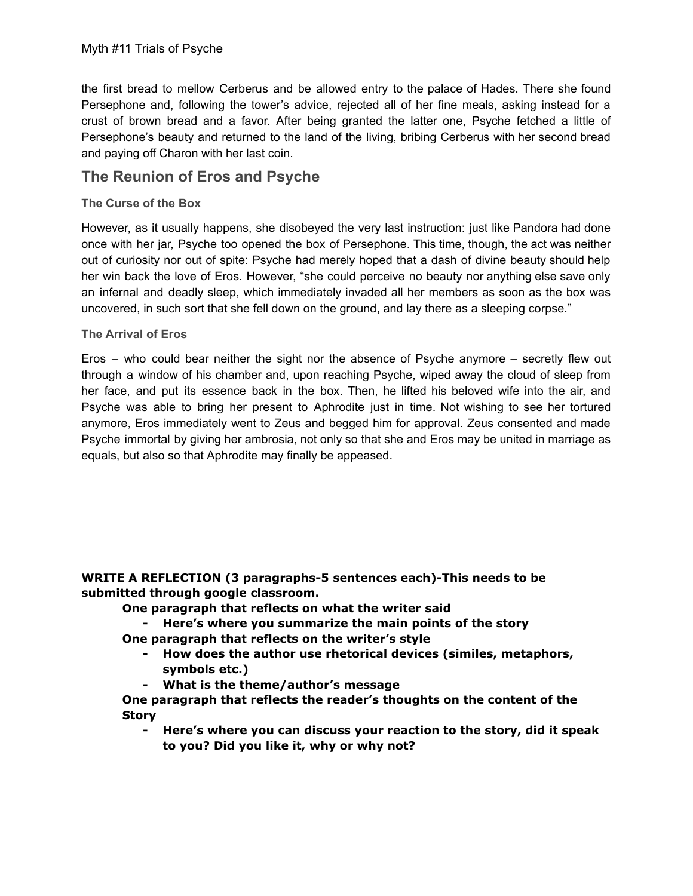the first bread to mellow Cerberus and be allowed entry to the palace of Hades. There she found Persephone and, following the tower's advice, rejected all of her fine meals, asking instead for a crust of brown bread and a favor. After being granted the latter one, Psyche fetched a little of Persephone's beauty and returned to the land of the living, bribing Cerberus with her second bread and paying off Charon with her last coin.

## The Reunion of Eros and Psyche

### The Curse of the Box

However, as it usually happens, she disobeyed the very last instruction: just like Pandora had done once with her jar, Psyche too opened the box of Persephone. This time, though, the act was neither out of curiosity nor out of spite: Psyche had merely hoped that a dash of divine beauty should help her win back the love of Eros. However, "she could perceive no beauty nor anything else save only an infernal and deadly sleep, which immediately invaded all her members as soon as the box was uncovered, in such sort that she fell down on the ground, and lay there as a sleeping corpse."

### The Arrival of Eros

Eros – who could bear neither the sight nor the absence of Psyche anymore – secretly flew out through a window of his chamber and, upon reaching Psyche, wiped away the cloud of sleep from her face, and put its essence back in the box. Then, he lifted his beloved wife into the air, and Psyche was able to bring her present to Aphrodite just in time. Not wishing to see her tortured anymore, Eros immediately went to Zeus and begged him for approval. Zeus consented and made Psyche immortal by giving her ambrosia, not only so that she and Eros may be united in marriage as equals, but also so that Aphrodite may finally be appeased.

**WRITE A REFLECTION (3 paragraphs-5 sentences each)-This needs to be submitted through google classroom.**

**One paragraph that reflects on what the writer said**

- **Here's where you summarize the main points of the story**

**One paragraph that reflects on the writer's style**

- **How does the author use rhetorical devices (similes, metaphors, symbols etc.)**
- **What is the theme/author's message**

**One paragraph that reflects the reader's thoughts on the content of the Story**

- **Here's where you can discuss your reaction to the story, did it speak to you? Did you like it, why or why not?**